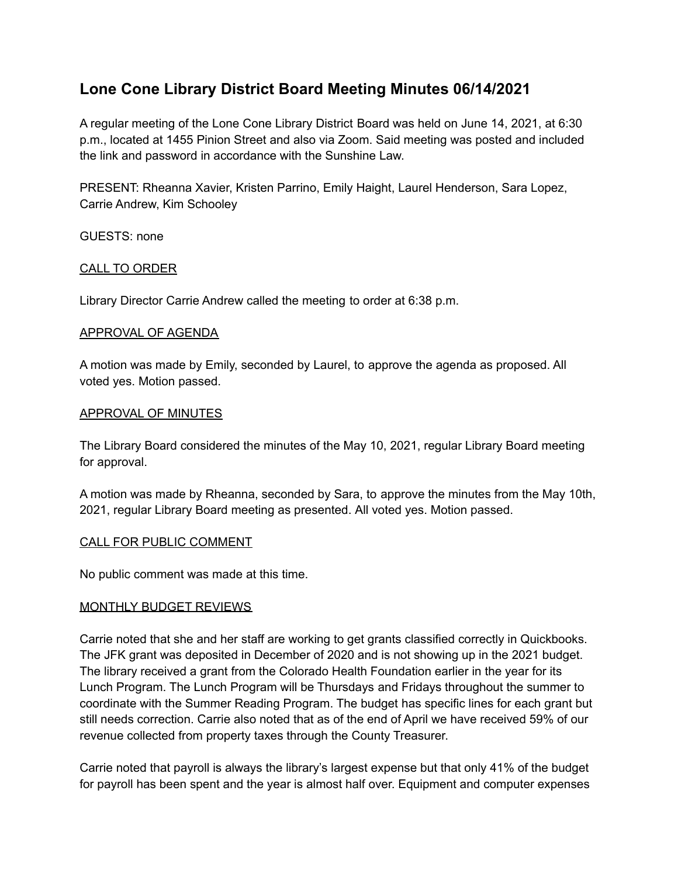# Lone Cone Library District Board Meeting Minutes 06/14/2021

A regular meeting of the Lone Cone Library District Board was held on June 14, 2021, at 6:30 p.m., located at 1455 Pinion Street and also via Zoom. Said meeting was posted and included the link and password in accordance with the Sunshine Law.

PRESENT: Rheanna Xavier, Kristen Parrino, Emily Haight, Laurel Henderson, Sara Lopez, Carrie Andrew, Kim Schooley

GUESTS: none

## CALL TO ORDER

Library Director Carrie Andrew called the meeting to order at 6:38 p.m.

## APPROVAL OF AGENDA

A motion was made by Emily, seconded by Laurel, to approve the agenda as proposed. All voted yes. Motion passed.

## APPROVAL OF MINUTES

The Library Board considered the minutes of the May 10, 2021, regular Library Board meeting for approval.

A motion was made by Rheanna, seconded by Sara, to approve the minutes from the May 10th, 2021, regular Library Board meeting as presented. All voted yes. Motion passed.

## CALL FOR PUBLIC COMMENT

No public comment was made at this time.

## MONTHLY BUDGET REVIEWS

Carrie noted that she and her staff are working to get grants classified correctly in Quickbooks. The JFK grant was deposited in December of 2020 and is not showing up in the 2021 budget. The library received a grant from the Colorado Health Foundation earlier in the year for its Lunch Program. The Lunch Program will be Thursdays and Fridays throughout the summer to coordinate with the Summer Reading Program. The budget has specific lines for each grant but still needs correction. Carrie also noted that as of the end of April we have received 59% of our revenue collected from property taxes through the County Treasurer.

Carrie noted that payroll is always the library's largest expense but that only 41% of the budget for payroll has been spent and the year is almost half over. Equipment and computer expenses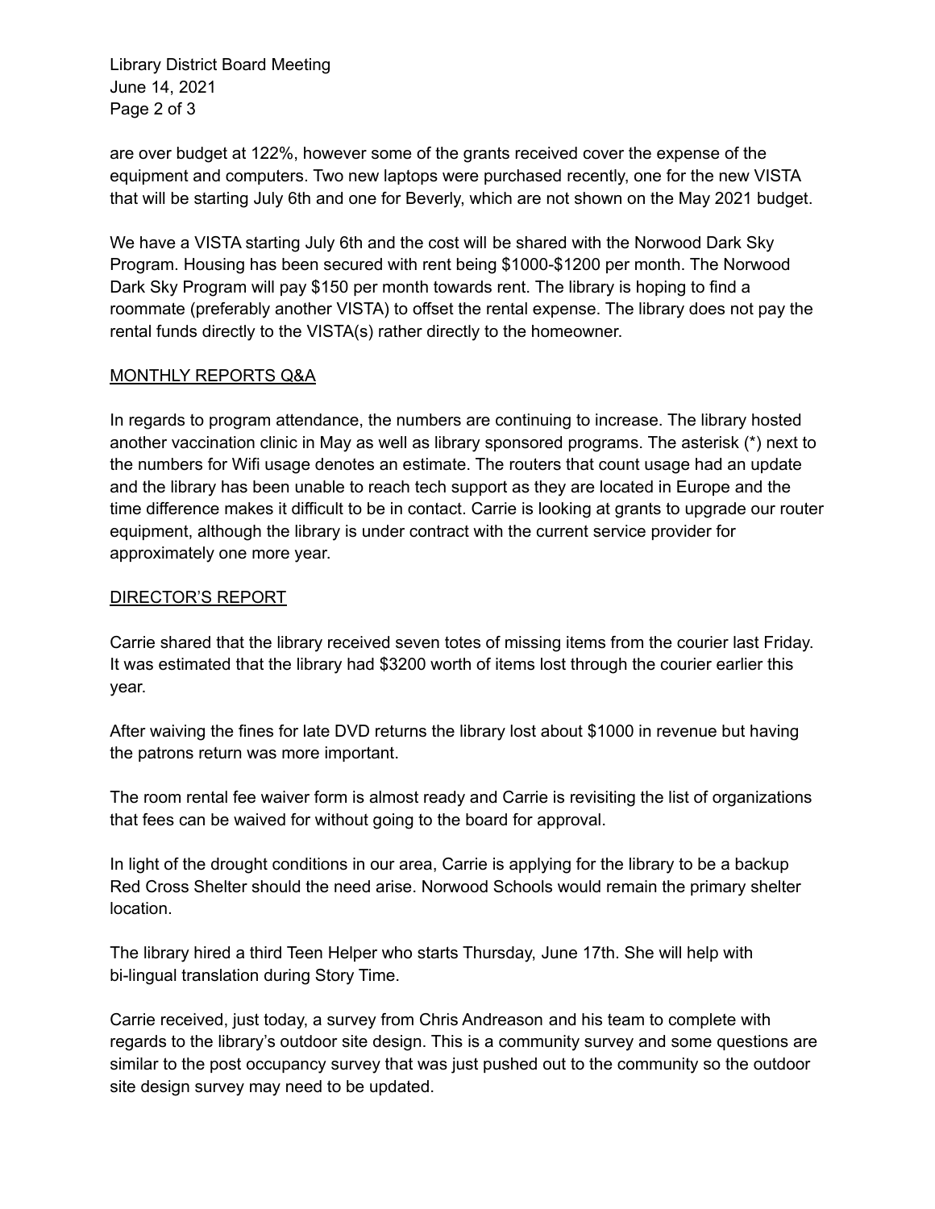are over budget at 122%, however some of the grants received cover the expense of the equipment and computers. Two new laptops were purchased recently, one for the new VISTA that will be starting July 6th and one for Beverly, which are not shown on the May 2021 budget.

We have a VISTA starting July 6th and the cost will be shared with the Norwood Dark Sky Program. Housing has been secured with rent being $1000-$1200 per month. The Norwood Dark Sky Program will pay $150 per month towards rent. The library is hoping to find a roommate (preferably another VISTA) to offset the rental expense. The library does not pay the rental funds directly to the VISTA(s) rather directly to the homeowner.

## MONTHLY REPORTS Q&A

In regards to program attendance, the numbers are continuing to increase. The library hosted another vaccination clinic in May as well as library sponsored programs. The asterisk (*) next to the numbers for Wifi usage denotes an estimate. The routers that count usage had an update and the library has been unable to reach tech support as they are located in Europe and the time difference makes it difficult to be in contact. Carrie is looking at grants to upgrade our router equipment, although the library is under contract with the current service provider for approximately one more year.

## DIRECTOR'S REPORT

Carrie shared that the library received seven totes of missing items from the courier last Friday. It was estimated that the library had $3200 worth of items lost through the courier earlier this year.

After waiving the fines for late DVD returns the library lost about $1000 in revenue but having the patrons return was more important.

The room rental fee waiver form is almost ready and Carrie is revisiting the list of organizations that fees can be waived for without going to the board for approval.

In light of the drought conditions in our area, Carrie is applying for the library to be a backup Red Cross Shelter should the need arise. Norwood Schools would remain the primary shelter location.

The library hired a third Teen Helper who starts Thursday, June 17th. She will help with bi-lingual translation during Story Time.

Carrie received, just today, a survey from Chris Andreason and his team to complete with regards to the library's outdoor site design. This is a community survey and some questions are similar to the post occupancy survey that was just pushed out to the community so the outdoor site design survey may need to be updated.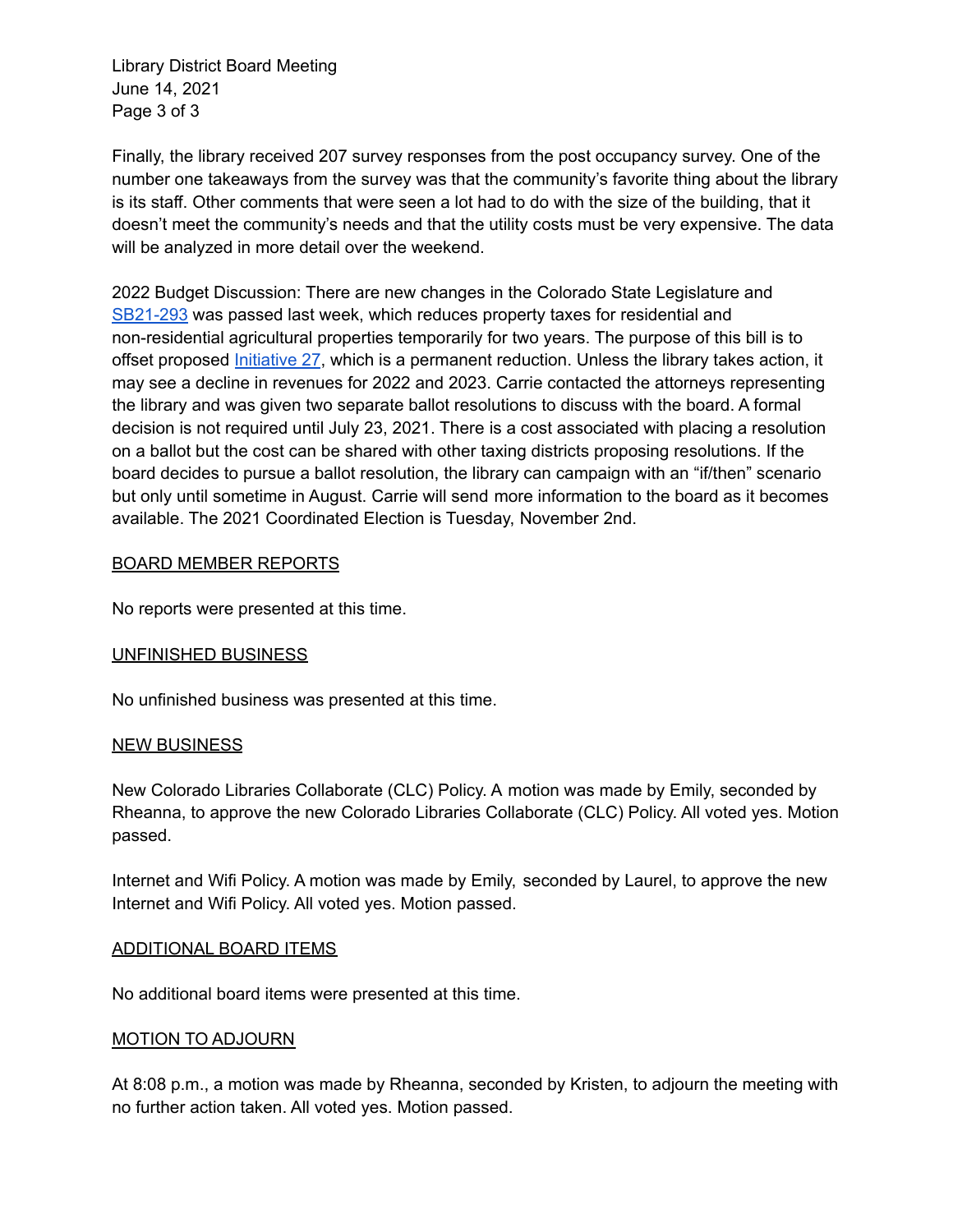Finally, the library received 207 survey responses from the post occupancy survey. One of the number one takeaways from the survey was that the community's favorite thing about the library is its staff. Other comments that were seen a lot had to do with the size of the building, that it doesn't meet the community's needs and that the utility costs must be very expensive. The data will be analyzed in more detail over the weekend.

2022 Budget Discussion: There are new changes in the Colorado State Legislature and SB21-293 was passed last week, which reduces property taxes for residential and non-residential agricultural properties temporarily for two years. The purpose of this bill is to offset proposed Initiative 27, which is a permanent reduction. Unless the library takes action, it may see a decline in revenues for 2022 and 2023. Carrie contacted the attorneys representing the library and was given two separate ballot resolutions to discuss with the board. A formal decision is not required until July 23, 2021. There is a cost associated with placing a resolution on a ballot but the cost can be shared with other taxing districts proposing resolutions. If the board decides to pursue a ballot resolution, the library can campaign with an "if/then" scenario but only until sometime in August. Carrie will send more information to the board as it becomes available. The 2021 Coordinated Election is Tuesday, November 2nd.

## BOARD MEMBER REPORTS

No reports were presented at this time.

## UNFINISHED BUSINESS

No unfinished business was presented at this time.

## NEW BUSINESS

New Colorado Libraries Collaborate (CLC) Policy. A motion was made by Emily, seconded by Rheanna, to approve the new Colorado Libraries Collaborate (CLC) Policy. All voted yes. Motion passed.

Internet and Wifi Policy. A motion was made by Emily, seconded by Laurel, to approve the new Internet and Wifi Policy. All voted yes. Motion passed.

## ADDITIONAL BOARD ITEMS

No additional board items were presented at this time.

## MOTION TO ADJOURN

At 8:08 p.m., a motion was made by Rheanna, seconded by Kristen, to adjourn the meeting with no further action taken. All voted yes. Motion passed.